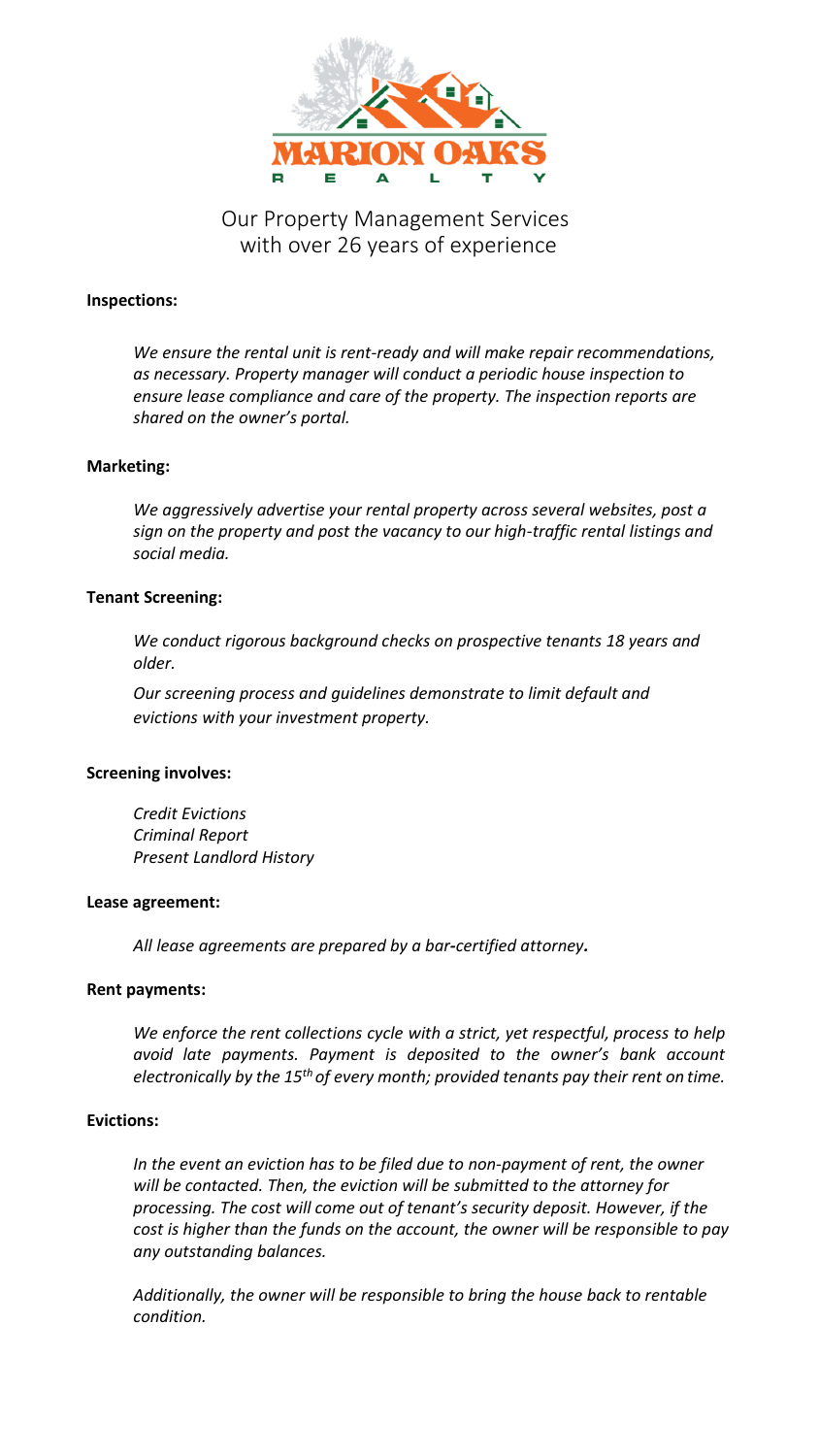# MARION OAKS REALTY

## Our Property Management Services with over 26 years of experience

**Inspections:**

*We ensure the rental unit is rent-ready and will make repair recommendations, as necessary. Property manager will conduct a periodic house inspection to ensure lease compliance and care of the property. The inspection reports are shared on the owner's portal.*

**Marketing:**

*We aggressively advertise your rental property across several websites, post a sign on the property and post the vacancy to our high-traffic rental listings and social media.*

**Tenant Screening:**

*We conduct rigorous background checks on prospective tenants 18 years and older.*

*Our screening process and guidelines demonstrate to limit default and evictions with your investment property.*

**Screening involves:**

*Credit Evictions*
*Criminal Report*
*Present Landlord History*

**Lease agreement:**

*All lease agreements are prepared by a bar-certified attorney.*

**Rent payments:**

*We enforce the rent collections cycle with a strict, yet respectful, process to help avoid late payments. Payment is deposited to the owner's bank account electronically by the 15th of every month; provided tenants pay their rent on time.*

**Evictions:**

*In the event an eviction has to be filed due to non-payment of rent, the owner will be contacted. Then, the eviction will be submitted to the attorney for processing. The cost will come out of tenant's security deposit. However, if the cost is higher than the funds on the account, the owner will be responsible to pay any outstanding balances.*

*Additionally, the owner will be responsible to bring the house back to rentable condition.*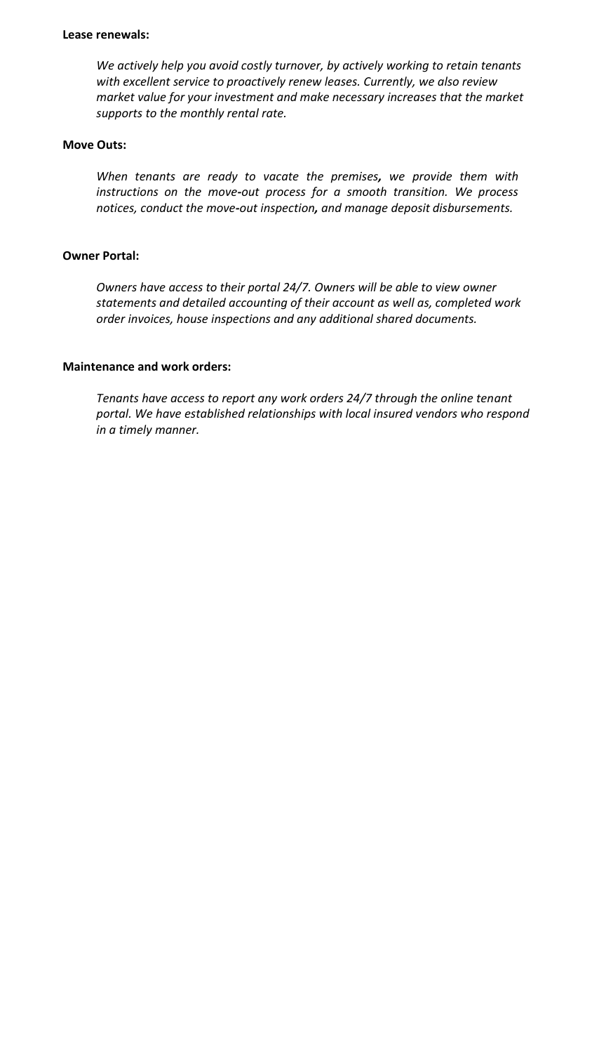**Lease renewals:**

*We actively help you avoid costly turnover, by actively working to retain tenants with excellent service to proactively renew leases. Currently, we also review market value for your investment and make necessary increases that the market supports to the monthly rental rate.*

**Move Outs:**

*When tenants are ready to vacate the premises, we provide them with instructions on the move-out process for a smooth transition. We process notices, conduct the move-out inspection, and manage deposit disbursements.*

**Owner Portal:**

*Owners have access to their portal 24/7. Owners will be able to view owner statements and detailed accounting of their account as well as, completed work order invoices, house inspections and any additional shared documents.*

**Maintenance and work orders:**

*Tenants have access to report any work orders 24/7 through the online tenant portal. We have established relationships with local insured vendors who respond in a timely manner.*